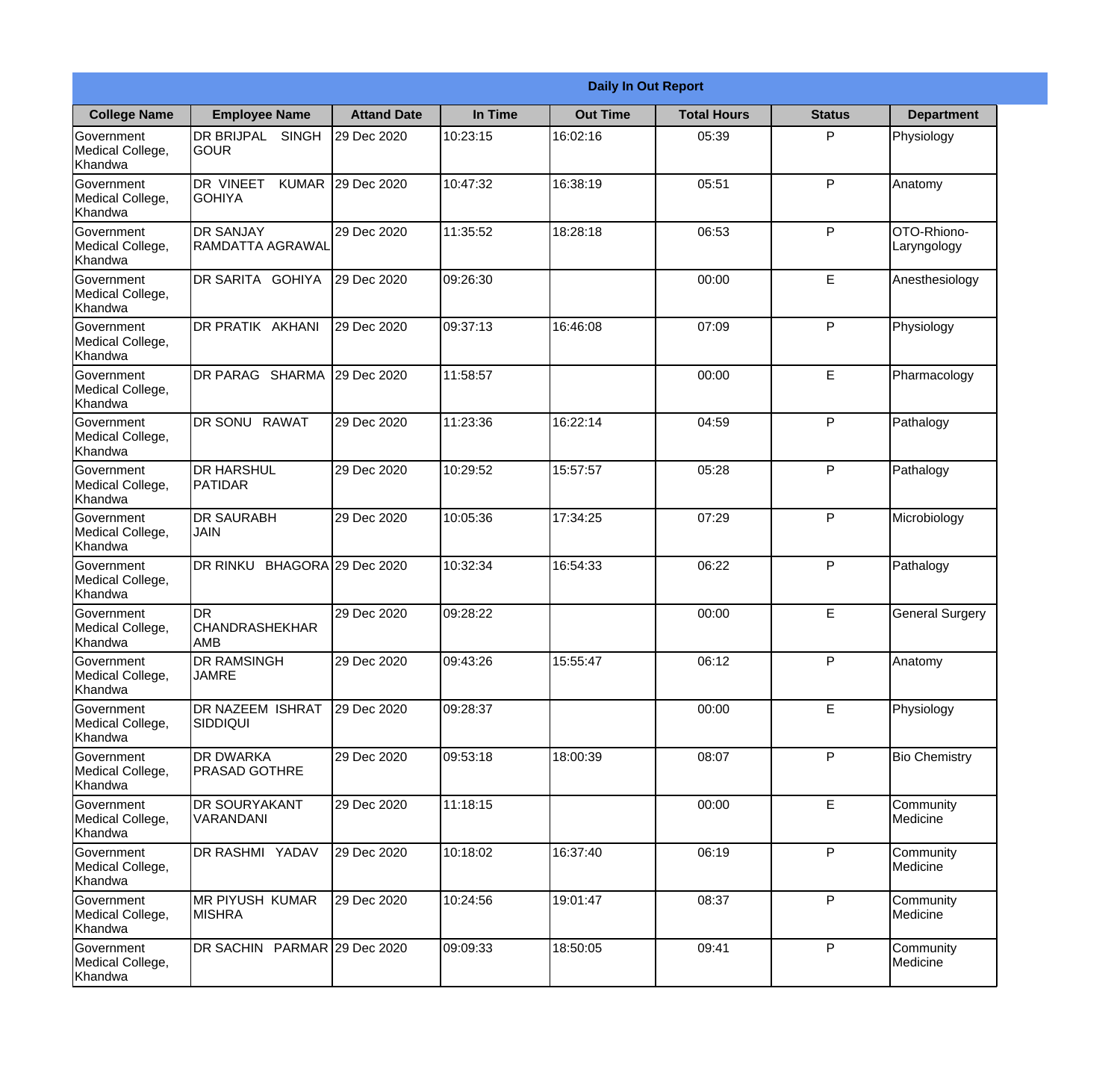| Daily In Out Report | | | | | | | |
|---|---|---|---|---|---|---|---|
| **College Name** | **Employee Name** | **Attand Date** | **In Time** | **Out Time** | **Total Hours** | **Status** | **Department** |
| Government Medical College, Khandwa | DR BRIJPAL SINGH GOUR | 29 Dec 2020 | 10:23:15 | 16:02:16 | 05:39 | P | Physiology |
| Government Medical College, Khandwa | DR VINEET KUMAR GOHIYA | 29 Dec 2020 | 10:47:32 | 16:38:19 | 05:51 | P | Anatomy |
| Government Medical College, Khandwa | DR SANJAY RAMDATTA AGRAWAL | 29 Dec 2020 | 11:35:52 | 18:28:18 | 06:53 | P | OTO-Rhiono-Laryngology |
| Government Medical College, Khandwa | DR SARITA GOHIYA | 29 Dec 2020 | 09:26:30 | | 00:00 | E | Anesthesiology |
| Government Medical College, Khandwa | DR PRATIK AKHANI | 29 Dec 2020 | 09:37:13 | 16:46:08 | 07:09 | P | Physiology |
| Government Medical College, Khandwa | DR PARAG SHARMA | 29 Dec 2020 | 11:58:57 | | 00:00 | E | Pharmacology |
| Government Medical College, Khandwa | DR SONU RAWAT | 29 Dec 2020 | 11:23:36 | 16:22:14 | 04:59 | P | Pathalogy |
| Government Medical College, Khandwa | DR HARSHUL PATIDAR | 29 Dec 2020 | 10:29:52 | 15:57:57 | 05:28 | P | Pathalogy |
| Government Medical College, Khandwa | DR SAURABH JAIN | 29 Dec 2020 | 10:05:36 | 17:34:25 | 07:29 | P | Microbiology |
| Government Medical College, Khandwa | DR RINKU BHAGORA | 29 Dec 2020 | 10:32:34 | 16:54:33 | 06:22 | P | Pathalogy |
| Government Medical College, Khandwa | DR CHANDRASHEKHAR AMB | 29 Dec 2020 | 09:28:22 | | 00:00 | E | General Surgery |
| Government Medical College, Khandwa | DR RAMSINGH JAMRE | 29 Dec 2020 | 09:43:26 | 15:55:47 | 06:12 | P | Anatomy |
| Government Medical College, Khandwa | DR NAZEEM ISHRAT SIDDIQUI | 29 Dec 2020 | 09:28:37 | | 00:00 | E | Physiology |
| Government Medical College, Khandwa | DR DWARKA PRASAD GOTHRE | 29 Dec 2020 | 09:53:18 | 18:00:39 | 08:07 | P | Bio Chemistry |
| Government Medical College, Khandwa | DR SOURYAKANT VARANDANI | 29 Dec 2020 | 11:18:15 | | 00:00 | E | Community Medicine |
| Government Medical College, Khandwa | DR RASHMI YADAV | 29 Dec 2020 | 10:18:02 | 16:37:40 | 06:19 | P | Community Medicine |
| Government Medical College, Khandwa | MR PIYUSH KUMAR MISHRA | 29 Dec 2020 | 10:24:56 | 19:01:47 | 08:37 | P | Community Medicine |
| Government Medical College, Khandwa | DR SACHIN PARMAR | 29 Dec 2020 | 09:09:33 | 18:50:05 | 09:41 | P | Community Medicine |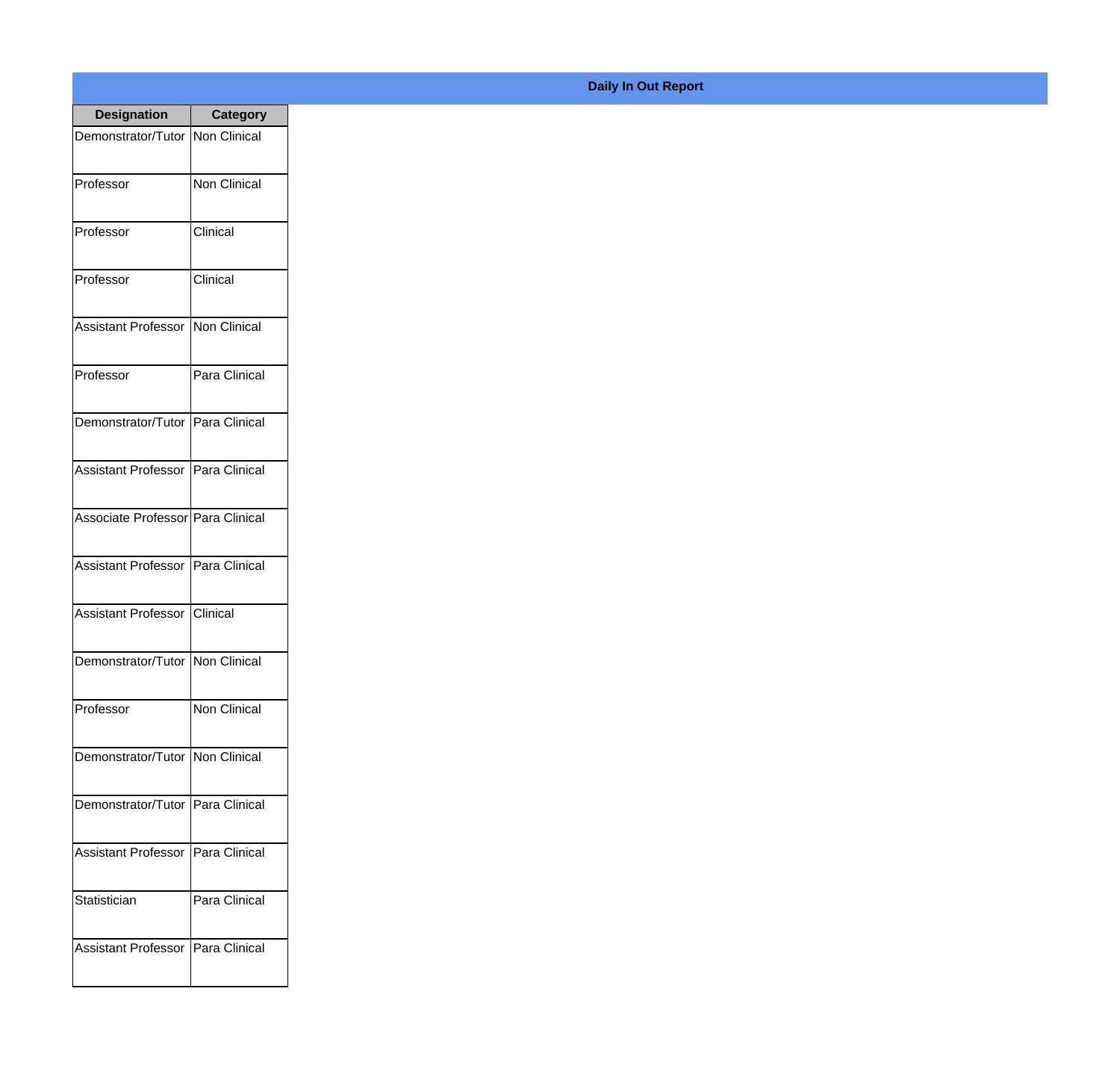**Daily In Out Report**

| Designation | Category |
| --- | --- |
| Demonstrator/Tutor | Non Clinical |
| Professor | Non Clinical |
| Professor | Clinical |
| Professor | Clinical |
| Assistant Professor | Non Clinical |
| Professor | Para Clinical |
| Demonstrator/Tutor | Para Clinical |
| Assistant Professor | Para Clinical |
| Associate Professor | Para Clinical |
| Assistant Professor | Para Clinical |
| Assistant Professor | Clinical |
| Demonstrator/Tutor | Non Clinical |
| Professor | Non Clinical |
| Demonstrator/Tutor | Non Clinical |
| Demonstrator/Tutor | Para Clinical |
| Assistant Professor | Para Clinical |
| Statistician | Para Clinical |
| Assistant Professor | Para Clinical |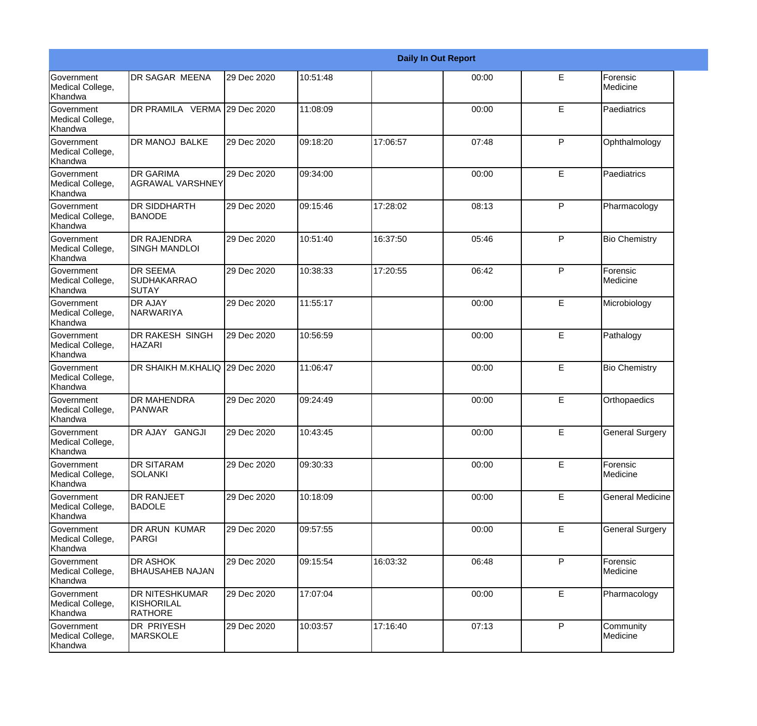| Daily In Out Report | | | | | | | |
|---|---|---|---|---|---|---|---|
| Government Medical College, Khandwa | DR SAGAR MEENA | 29 Dec 2020 | 10:51:48 | | 00:00 | E | Forensic Medicine |
| Government Medical College, Khandwa | DR PRAMILA VERMA | 29 Dec 2020 | 11:08:09 | | 00:00 | E | Paediatrics |
| Government Medical College, Khandwa | DR MANOJ BALKE | 29 Dec 2020 | 09:18:20 | 17:06:57 | 07:48 | P | Ophthalmology |
| Government Medical College, Khandwa | DR GARIMA AGRAWAL VARSHNEY | 29 Dec 2020 | 09:34:00 | | 00:00 | E | Paediatrics |
| Government Medical College, Khandwa | DR SIDDHARTH BANODE | 29 Dec 2020 | 09:15:46 | 17:28:02 | 08:13 | P | Pharmacology |
| Government Medical College, Khandwa | DR RAJENDRA SINGH MANDLOI | 29 Dec 2020 | 10:51:40 | 16:37:50 | 05:46 | P | Bio Chemistry |
| Government Medical College, Khandwa | DR SEEMA SUDHAKARRAO SUTAY | 29 Dec 2020 | 10:38:33 | 17:20:55 | 06:42 | P | Forensic Medicine |
| Government Medical College, Khandwa | DR AJAY NARWARIYA | 29 Dec 2020 | 11:55:17 | | 00:00 | E | Microbiology |
| Government Medical College, Khandwa | DR RAKESH SINGH HAZARI | 29 Dec 2020 | 10:56:59 | | 00:00 | E | Pathalogy |
| Government Medical College, Khandwa | DR SHAIKH M.KHALIQ | 29 Dec 2020 | 11:06:47 | | 00:00 | E | Bio Chemistry |
| Government Medical College, Khandwa | DR MAHENDRA PANWAR | 29 Dec 2020 | 09:24:49 | | 00:00 | E | Orthopaedics |
| Government Medical College, Khandwa | DR AJAY GANGJI | 29 Dec 2020 | 10:43:45 | | 00:00 | E | General Surgery |
| Government Medical College, Khandwa | DR SITARAM SOLANKI | 29 Dec 2020 | 09:30:33 | | 00:00 | E | Forensic Medicine |
| Government Medical College, Khandwa | DR RANJEET BADOLE | 29 Dec 2020 | 10:18:09 | | 00:00 | E | General Medicine |
| Government Medical College, Khandwa | DR ARUN KUMAR PARGI | 29 Dec 2020 | 09:57:55 | | 00:00 | E | General Surgery |
| Government Medical College, Khandwa | DR ASHOK BHAUSAHEB NAJAN | 29 Dec 2020 | 09:15:54 | 16:03:32 | 06:48 | P | Forensic Medicine |
| Government Medical College, Khandwa | DR NITESHKUMAR KISHORILAL RATHORE | 29 Dec 2020 | 17:07:04 | | 00:00 | E | Pharmacology |
| Government Medical College, Khandwa | DR PRIYESH MARSKOLE | 29 Dec 2020 | 10:03:57 | 17:16:40 | 07:13 | P | Community Medicine |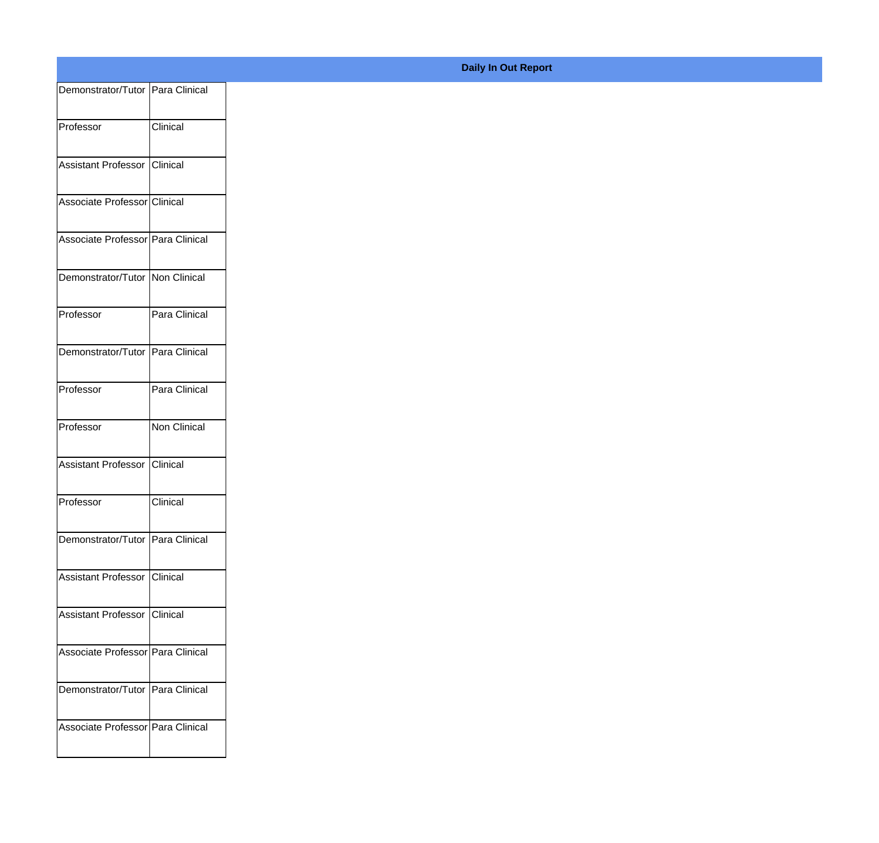**Daily In Out Report**

| | |
|---|---|
| Demonstrator/Tutor | Para Clinical |
| Professor | Clinical |
| Assistant Professor | Clinical |
| Associate Professor | Clinical |
| Associate Professor | Para Clinical |
| Demonstrator/Tutor | Non Clinical |
| Professor | Para Clinical |
| Demonstrator/Tutor | Para Clinical |
| Professor | Para Clinical |
| Professor | Non Clinical |
| Assistant Professor | Clinical |
| Professor | Clinical |
| Demonstrator/Tutor | Para Clinical |
| Assistant Professor | Clinical |
| Assistant Professor | Clinical |
| Associate Professor | Para Clinical |
| Demonstrator/Tutor | Para Clinical |
| Associate Professor | Para Clinical |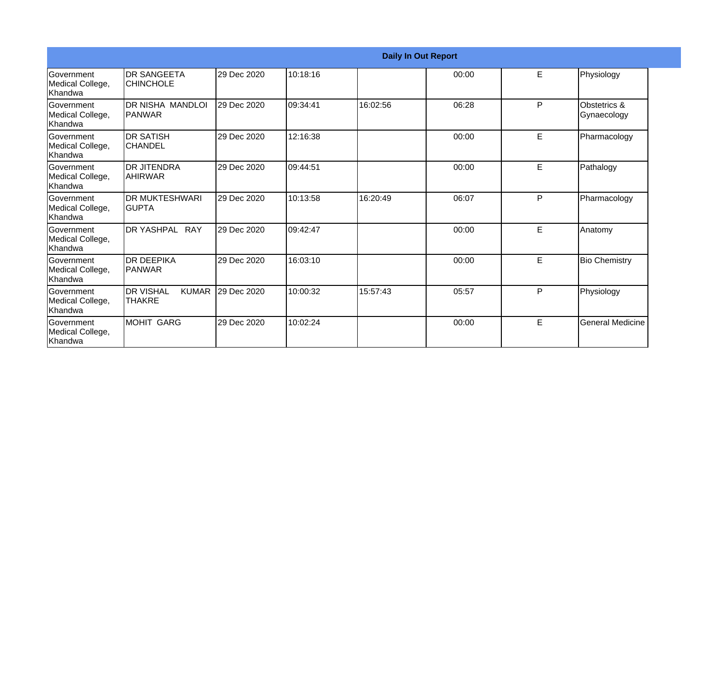| Daily In Out Report | | | | | | | |
|---|---|---|---|---|---|---|---|
| Government Medical College, Khandwa | DR SANGEETA CHINCHOLE | 29 Dec 2020 | 10:18:16 | | 00:00 | E | Physiology |
| Government Medical College, Khandwa | DR NISHA MANDLOI PANWAR | 29 Dec 2020 | 09:34:41 | 16:02:56 | 06:28 | P | Obstetrics & Gynaecology |
| Government Medical College, Khandwa | DR SATISH CHANDEL | 29 Dec 2020 | 12:16:38 | | 00:00 | E | Pharmacology |
| Government Medical College, Khandwa | DR JITENDRA AHIRWAR | 29 Dec 2020 | 09:44:51 | | 00:00 | E | Pathalogy |
| Government Medical College, Khandwa | DR MUKTESHWARI GUPTA | 29 Dec 2020 | 10:13:58 | 16:20:49 | 06:07 | P | Pharmacology |
| Government Medical College, Khandwa | DR YASHPAL RAY | 29 Dec 2020 | 09:42:47 | | 00:00 | E | Anatomy |
| Government Medical College, Khandwa | DR DEEPIKA PANWAR | 29 Dec 2020 | 16:03:10 | | 00:00 | E | Bio Chemistry |
| Government Medical College, Khandwa | DR VISHAL KUMAR THAKRE | 29 Dec 2020 | 10:00:32 | 15:57:43 | 05:57 | P | Physiology |
| Government Medical College, Khandwa | MOHIT GARG | 29 Dec 2020 | 10:02:24 | | 00:00 | E | General Medicine |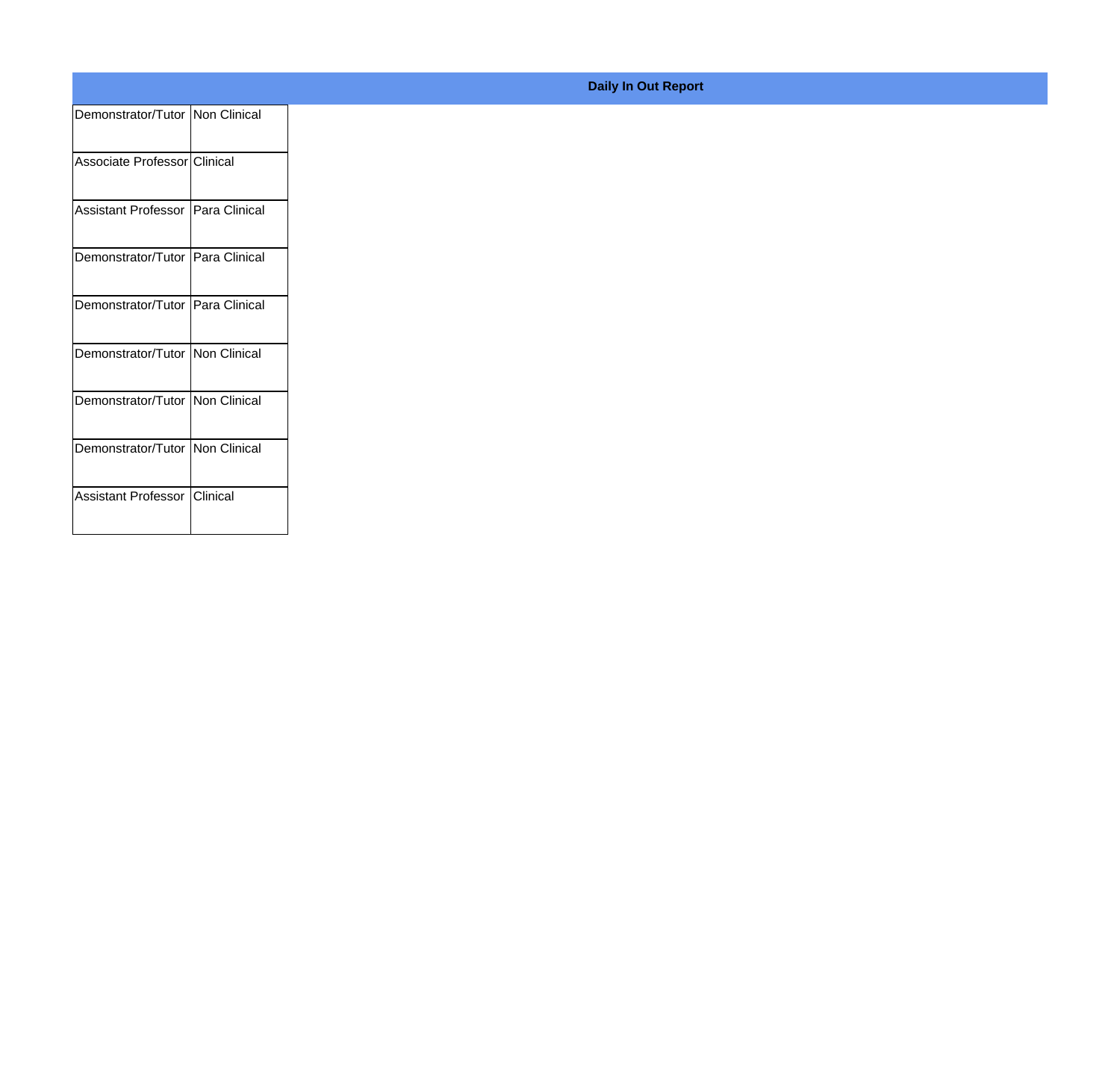**Daily In Out Report**

| | |
|---|---|
| Demonstrator/Tutor | Non Clinical |
| Associate Professor | Clinical |
| Assistant Professor | Para Clinical |
| Demonstrator/Tutor | Para Clinical |
| Demonstrator/Tutor | Para Clinical |
| Demonstrator/Tutor | Non Clinical |
| Demonstrator/Tutor | Non Clinical |
| Demonstrator/Tutor | Non Clinical |
| Assistant Professor | Clinical |